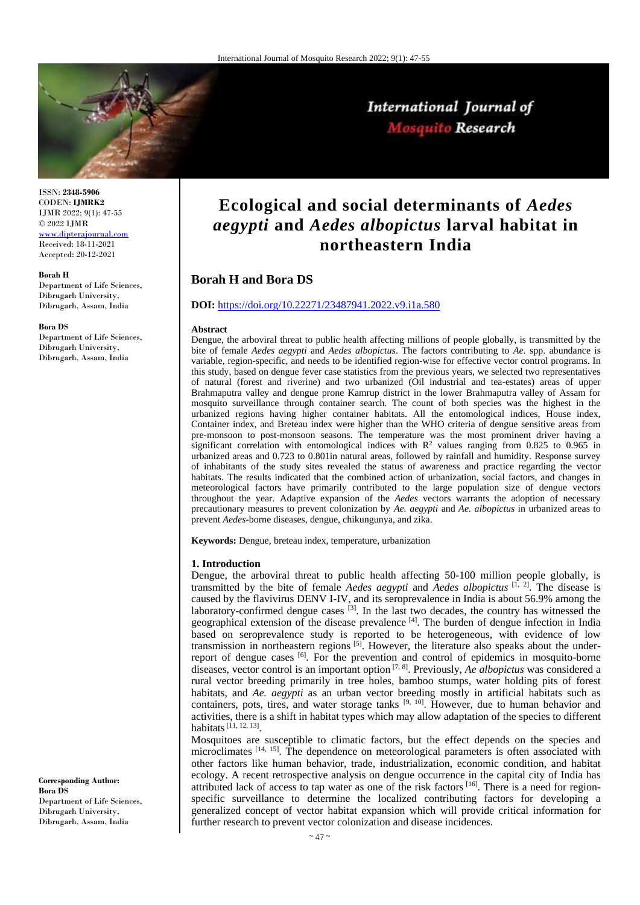ISSN: **2348-5906**
CODEN: **IJMRK2**
IJMR 2022; 9(1): 47-55
© 2022 IJMR
www.dipterajournal.com
Received: 18-11-2021
Accepted: 20-12-2021

**Borah H**
Department of Life Sciences, Dibrugarh University, Dibrugarh, Assam, India

**Bora DS**
Department of Life Sciences, Dibrugarh University, Dibrugarh, Assam, India

**Corresponding Author:**
**Bora DS**
Department of Life Sciences, Dibrugarh University, Dibrugarh, Assam, India

# Ecological and social determinants of *Aedes aegypti* and *Aedes albopictus* larval habitat in northeastern India

## Borah H and Bora DS

**DOI:** https://doi.org/10.22271/23487941.2022.v9.i1a.580

**Abstract**

Dengue, the arboviral threat to public health affecting millions of people globally, is transmitted by the bite of female *Aedes aegypti* and *Aedes albopictus*. The factors contributing to *Ae.* spp. abundance is variable, region-specific, and needs to be identified region-wise for effective vector control programs. In this study, based on dengue fever case statistics from the previous years, we selected two representatives of natural (forest and riverine) and two urbanized (Oil industrial and tea-estates) areas of upper Brahmaputra valley and dengue prone Kamrup district in the lower Brahmaputra valley of Assam for mosquito surveillance through container search. The count of both species was the highest in the urbanized regions having higher container habitats. All the entomological indices, House index, Container index, and Breteau index were higher than the WHO criteria of dengue sensitive areas from pre-monsoon to post-monsoon seasons. The temperature was the most prominent driver having a significant correlation with entomological indices with $R^2$ values ranging from 0.825 to 0.965 in urbanized areas and 0.723 to 0.801in natural areas, followed by rainfall and humidity. Response survey of inhabitants of the study sites revealed the status of awareness and practice regarding the vector habitats. The results indicated that the combined action of urbanization, social factors, and changes in meteorological factors have primarily contributed to the large population size of dengue vectors throughout the year. Adaptive expansion of the *Aedes* vectors warrants the adoption of necessary precautionary measures to prevent colonization by *Ae. aegypti* and *Ae. albopictus* in urbanized areas to prevent *Aedes*-borne diseases, dengue, chikungunya, and zika.

**Keywords:** Dengue, breteau index, temperature, urbanization

## 1. Introduction

Dengue, the arboviral threat to public health affecting 50-100 million people globally, is transmitted by the bite of female *Aedes aegypti* and *Aedes albopictus* [1, 2]. The disease is caused by the flavivirus DENV I-IV, and its seroprevalence in India is about 56.9% among the laboratory-confirmed dengue cases [3]. In the last two decades, the country has witnessed the geographical extension of the disease prevalence [4]. The burden of dengue infection in India based on seroprevalence study is reported to be heterogeneous, with evidence of low transmission in northeastern regions [5]. However, the literature also speaks about the under-report of dengue cases [6]. For the prevention and control of epidemics in mosquito-borne diseases, vector control is an important option [7, 8]. Previously, *Ae albopictus* was considered a rural vector breeding primarily in tree holes, bamboo stumps, water holding pits of forest habitats, and *Ae. aegypti* as an urban vector breeding mostly in artificial habitats such as containers, pots, tires, and water storage tanks [9, 10]. However, due to human behavior and activities, there is a shift in habitat types which may allow adaptation of the species to different habitats [11, 12, 13].

Mosquitoes are susceptible to climatic factors, but the effect depends on the species and microclimates [14, 15]. The dependence on meteorological parameters is often associated with other factors like human behavior, trade, industrialization, economic condition, and habitat ecology. A recent retrospective analysis on dengue occurrence in the capital city of India has attributed lack of access to tap water as one of the risk factors [16]. There is a need for region-specific surveillance to determine the localized contributing factors for developing a generalized concept of vector habitat expansion which will provide critical information for further research to prevent vector colonization and disease incidences.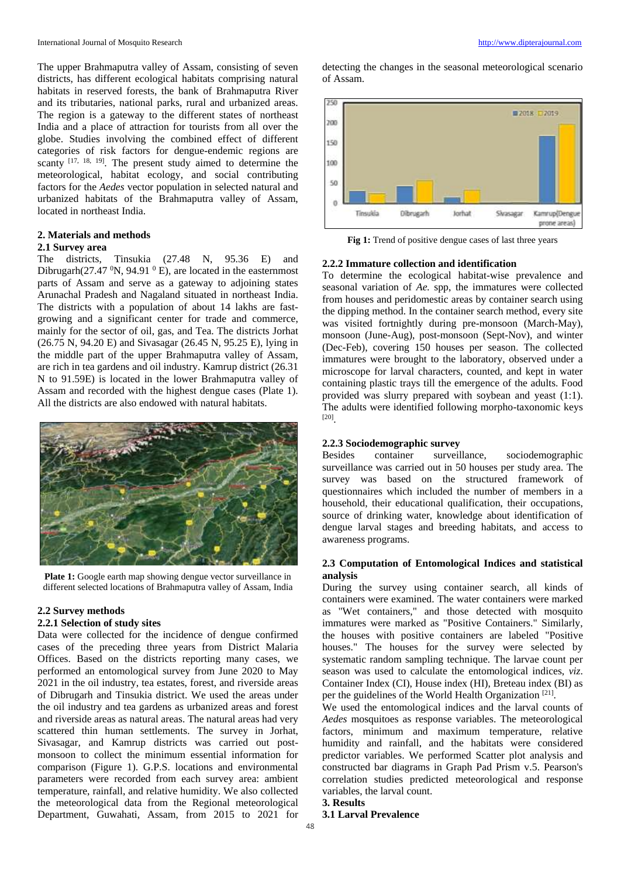The upper Brahmaputra valley of Assam, consisting of seven districts, has different ecological habitats comprising natural habitats in reserved forests, the bank of Brahmaputra River and its tributaries, national parks, rural and urbanized areas. The region is a gateway to the different states of northeast India and a place of attraction for tourists from all over the globe. Studies involving the combined effect of different categories of risk factors for dengue-endemic regions are scanty [17, 18, 19]. The present study aimed to determine the meteorological, habitat ecology, and social contributing factors for the *Aedes* vector population in selected natural and urbanized habitats of the Brahmaputra valley of Assam, located in northeast India.

## 2. Materials and methods

### 2.1 Survey area

The districts, Tinsukia (27.48 N, 95.36 E) and Dibrugarh(27.47 $^0$N, 94.91 $^0$ E), are located in the easternmost parts of Assam and serve as a gateway to adjoining states Arunachal Pradesh and Nagaland situated in northeast India. The districts with a population of about 14 lakhs are fast-growing and a significant center for trade and commerce, mainly for the sector of oil, gas, and Tea. The districts Jorhat (26.75 N, 94.20 E) and Sivasagar (26.45 N, 95.25 E), lying in the middle part of the upper Brahmaputra valley of Assam, are rich in tea gardens and oil industry. Kamrup district (26.31 N to 91.59E) is located in the lower Brahmaputra valley of Assam and recorded with the highest dengue cases (Plate 1). All the districts are also endowed with natural habitats.

**Plate 1:** Google earth map showing dengue vector surveillance in different selected locations of Brahmaputra valley of Assam, India

### 2.2 Survey methods

#### 2.2.1 Selection of study sites

Data were collected for the incidence of dengue confirmed cases of the preceding three years from District Malaria Offices. Based on the districts reporting many cases, we performed an entomological survey from June 2020 to May 2021 in the oil industry, tea estates, forest, and riverside areas of Dibrugarh and Tinsukia district. We used the areas under the oil industry and tea gardens as urbanized areas and forest and riverside areas as natural areas. The natural areas had very scattered thin human settlements. The survey in Jorhat, Sivasagar, and Kamrup districts was carried out post-monsoon to collect the minimum essential information for comparison (Figure 1). G.P.S. locations and environmental parameters were recorded from each survey area: ambient temperature, rainfall, and relative humidity. We also collected the meteorological data from the Regional meteorological Department, Guwahati, Assam, from 2015 to 2021 for detecting the changes in the seasonal meteorological scenario of Assam.

**Fig 1:** Trend of positive dengue cases of last three years

#### 2.2.2 Immature collection and identification

To determine the ecological habitat-wise prevalence and seasonal variation of *Ae.* spp, the immatures were collected from houses and peridomestic areas by container search using the dipping method. In the container search method, every site was visited fortnightly during pre-monsoon (March-May), monsoon (June-Aug), post-monsoon (Sept-Nov), and winter (Dec-Feb), covering 150 houses per season. The collected immatures were brought to the laboratory, observed under a microscope for larval characters, counted, and kept in water containing plastic trays till the emergence of the adults. Food provided was slurry prepared with soybean and yeast (1:1). The adults were identified following morpho-taxonomic keys [20].

#### 2.2.3 Sociodemographic survey

Besides container surveillance, sociodemographic surveillance was carried out in 50 houses per study area. The survey was based on the structured framework of questionnaires which included the number of members in a household, their educational qualification, their occupations, source of drinking water, knowledge about identification of dengue larval stages and breeding habitats, and access to awareness programs.

### 2.3 Computation of Entomological Indices and statistical analysis

During the survey using container search, all kinds of containers were examined. The water containers were marked as "Wet containers," and those detected with mosquito immatures were marked as "Positive Containers." Similarly, the houses with positive containers are labeled "Positive houses." The houses for the survey were selected by systematic random sampling technique. The larvae count per season was used to calculate the entomological indices, *viz*. Container Index (CI), House index (HI), Breteau index (BI) as per the guidelines of the World Health Organization [21].

We used the entomological indices and the larval counts of *Aedes* mosquitoes as response variables. The meteorological factors, minimum and maximum temperature, relative humidity and rainfall, and the habitats were considered predictor variables. We performed Scatter plot analysis and constructed bar diagrams in Graph Pad Prism v.5. Pearson's correlation studies predicted meteorological and response variables, the larval count.

## 3. Results

### 3.1 Larval Prevalence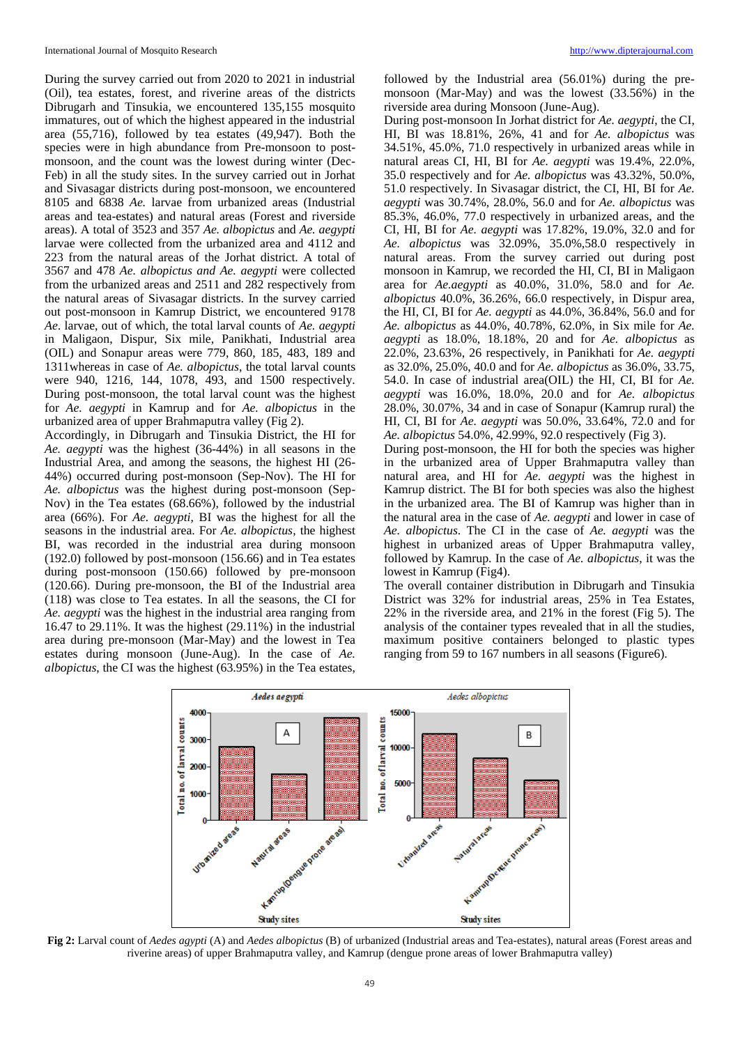During the survey carried out from 2020 to 2021 in industrial (Oil), tea estates, forest, and riverine areas of the districts Dibrugarh and Tinsukia, we encountered 135,155 mosquito immatures, out of which the highest appeared in the industrial area (55,716), followed by tea estates (49,947). Both the species were in high abundance from Pre-monsoon to post-monsoon, and the count was the lowest during winter (Dec-Feb) in all the study sites. In the survey carried out in Jorhat and Sivasagar districts during post-monsoon, we encountered 8105 and 6838 *Ae.* larvae from urbanized areas (Industrial areas and tea-estates) and natural areas (Forest and riverside areas). A total of 3523 and 357 *Ae. albopictus* and *Ae. aegypti* larvae were collected from the urbanized area and 4112 and 223 from the natural areas of the Jorhat district. A total of 3567 and 478 *Ae. albopictus and Ae. aegypti* were collected from the urbanized areas and 2511 and 282 respectively from the natural areas of Sivasagar districts. In the survey carried out post-monsoon in Kamrup District, we encountered 9178 *Ae*. larvae, out of which, the total larval counts of *Ae. aegypti* in Maligaon, Dispur, Six mile, Panikhati, Industrial area (OIL) and Sonapur areas were 779, 860, 185, 483, 189 and 1311whereas in case of *Ae. albopictus*, the total larval counts were 940, 1216, 144, 1078, 493, and 1500 respectively. During post-monsoon, the total larval count was the highest for *Ae. aegypti* in Kamrup and for *Ae. albopictus* in the urbanized area of upper Brahmaputra valley (Fig 2).

Accordingly, in Dibrugarh and Tinsukia District, the HI for *Ae. aegypti* was the highest (36-44%) in all seasons in the Industrial Area, and among the seasons, the highest HI (26-44%) occurred during post-monsoon (Sep-Nov). The HI for *Ae. albopictus* was the highest during post-monsoon (Sep-Nov) in the Tea estates (68.66%), followed by the industrial area (66%). For *Ae. aegypti*, BI was the highest for all the seasons in the industrial area. For *Ae. albopictus*, the highest BI, was recorded in the industrial area during monsoon (192.0) followed by post-monsoon (156.66) and in Tea estates during post-monsoon (150.66) followed by pre-monsoon (120.66). During pre-monsoon, the BI of the Industrial area (118) was close to Tea estates. In all the seasons, the CI for *Ae. aegypti* was the highest in the industrial area ranging from 16.47 to 29.11%. It was the highest (29.11%) in the industrial area during pre-monsoon (Mar-May) and the lowest in Tea estates during monsoon (June-Aug). In the case of *Ae. albopictus*, the CI was the highest (63.95%) in the Tea estates, followed by the Industrial area (56.01%) during the pre-monsoon (Mar-May) and was the lowest (33.56%) in the riverside area during Monsoon (June-Aug).

During post-monsoon In Jorhat district for *Ae. aegypti*, the CI, HI, BI was 18.81%, 26%, 41 and for *Ae. albopictus* was 34.51%, 45.0%, 71.0 respectively in urbanized areas while in natural areas CI, HI, BI for *Ae. aegypti* was 19.4%, 22.0%, 35.0 respectively and for *Ae. albopictus* was 43.32%, 50.0%, 51.0 respectively. In Sivasagar district, the CI, HI, BI for *Ae. aegypti* was 30.74%, 28.0%, 56.0 and for *Ae. albopictus* was 85.3%, 46.0%, 77.0 respectively in urbanized areas, and the CI, HI, BI for *Ae. aegypti* was 17.82%, 19.0%, 32.0 and for *Ae. albopictus* was 32.09%, 35.0%,58.0 respectively in natural areas. From the survey carried out during post monsoon in Kamrup, we recorded the HI, CI, BI in Maligaon area for *Ae.aegypti* as 40.0%, 31.0%, 58.0 and for *Ae. albopictus* 40.0%, 36.26%, 66.0 respectively, in Dispur area, the HI, CI, BI for *Ae. aegypti* as 44.0%, 36.84%, 56.0 and for *Ae. albopictus* as 44.0%, 40.78%, 62.0%, in Six mile for *Ae. aegypti* as 18.0%, 18.18%, 20 and for *Ae. albopictus* as 22.0%, 23.63%, 26 respectively, in Panikhati for *Ae. aegypti* as 32.0%, 25.0%, 40.0 and for *Ae. albopictus* as 36.0%, 33.75, 54.0. In case of industrial area(OIL) the HI, CI, BI for *Ae. aegypti* was 16.0%, 18.0%, 20.0 and for *Ae. albopictus* 28.0%, 30.07%, 34 and in case of Sonapur (Kamrup rural) the HI, CI, BI for *Ae. aegypti* was 50.0%, 33.64%, 72.0 and for *Ae. albopictus* 54.0%, 42.99%, 92.0 respectively (Fig 3).

During post-monsoon, the HI for both the species was higher in the urbanized area of Upper Brahmaputra valley than natural area, and HI for *Ae. aegypti* was the highest in Kamrup district. The BI for both species was also the highest in the urbanized area. The BI of Kamrup was higher than in the natural area in the case of *Ae. aegypti* and lower in case of *Ae. albopictus*. The CI in the case of *Ae. aegypti* was the highest in urbanized areas of Upper Brahmaputra valley, followed by Kamrup. In the case of *Ae. albopictus*, it was the lowest in Kamrup (Fig4).

The overall container distribution in Dibrugarh and Tinsukia District was 32% for industrial areas, 25% in Tea Estates, 22% in the riverside area, and 21% in the forest (Fig 5). The analysis of the container types revealed that in all the studies, maximum positive containers belonged to plastic types ranging from 59 to 167 numbers in all seasons (Figure6).

**Fig 2:** Larval count of *Aedes agypti* (A) and *Aedes albopictus* (B) of urbanized (Industrial areas and Tea-estates), natural areas (Forest areas and riverine areas) of upper Brahmaputra valley, and Kamrup (dengue prone areas of lower Brahmaputra valley)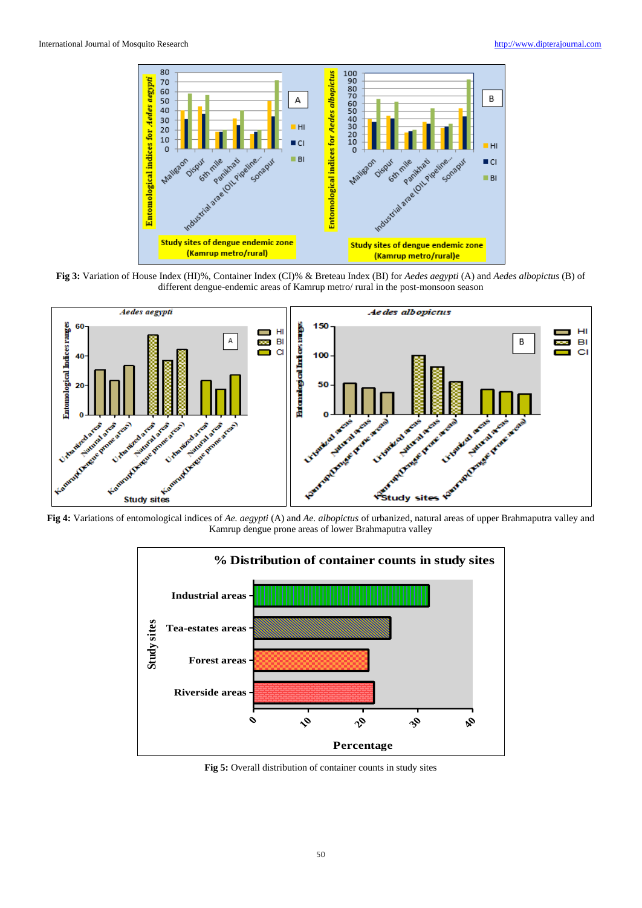**Fig 3:** Variation of House Index (HI)%, Container Index (CI)% & Breteau Index (BI) for *Aedes aegypti* (A) and *Aedes albopictus* (B) of different dengue-endemic areas of Kamrup metro/ rural in the post-monsoon season

**Fig 4:** Variations of entomological indices of *Ae. aegypti* (A) and *Ae. albopictus* of urbanized, natural areas of upper Brahmaputra valley and Kamrup dengue prone areas of lower Brahmaputra valley

**Fig 5:** Overall distribution of container counts in study sites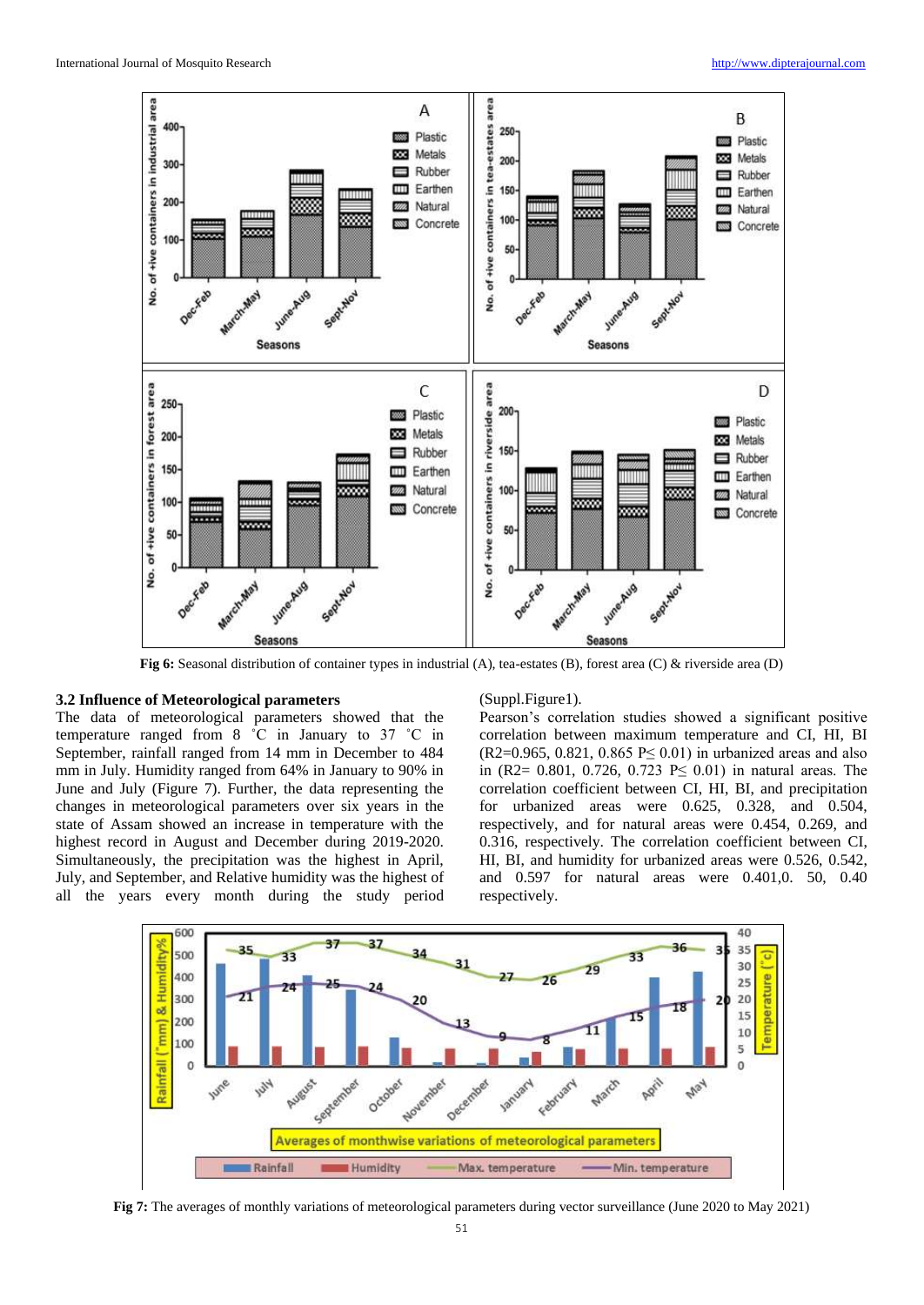Fig 6: Seasonal distribution of container types in industrial (A), tea-estates (B), forest area (C) & riverside area (D)

### 3.2 Influence of Meteorological parameters

The data of meteorological parameters showed that the temperature ranged from 8 ˚C in January to 37 ˚C in September, rainfall ranged from 14 mm in December to 484 mm in July. Humidity ranged from 64% in January to 90% in June and July (Figure 7). Further, the data representing the changes in meteorological parameters over six years in the state of Assam showed an increase in temperature with the highest record in August and December during 2019-2020. Simultaneously, the precipitation was the highest in April, July, and September, and Relative humidity was the highest of all the years every month during the study period (Suppl.Figure1).

Pearson's correlation studies showed a significant positive correlation between maximum temperature and CI, HI, BI ($R^2$=0.965, 0.821, 0.865 P≤ 0.01) in urbanized areas and also in ($R^2$= 0.801, 0.726, 0.723 P≤ 0.01) in natural areas. The correlation coefficient between CI, HI, BI, and precipitation for urbanized areas were 0.625, 0.328, and 0.504, respectively, and for natural areas were 0.454, 0.269, and 0.316, respectively. The correlation coefficient between CI, HI, BI, and humidity for urbanized areas were 0.526, 0.542, and 0.597 for natural areas were 0.401,0. 50, 0.40 respectively.

Fig 7: The averages of monthly variations of meteorological parameters during vector surveillance (June 2020 to May 2021)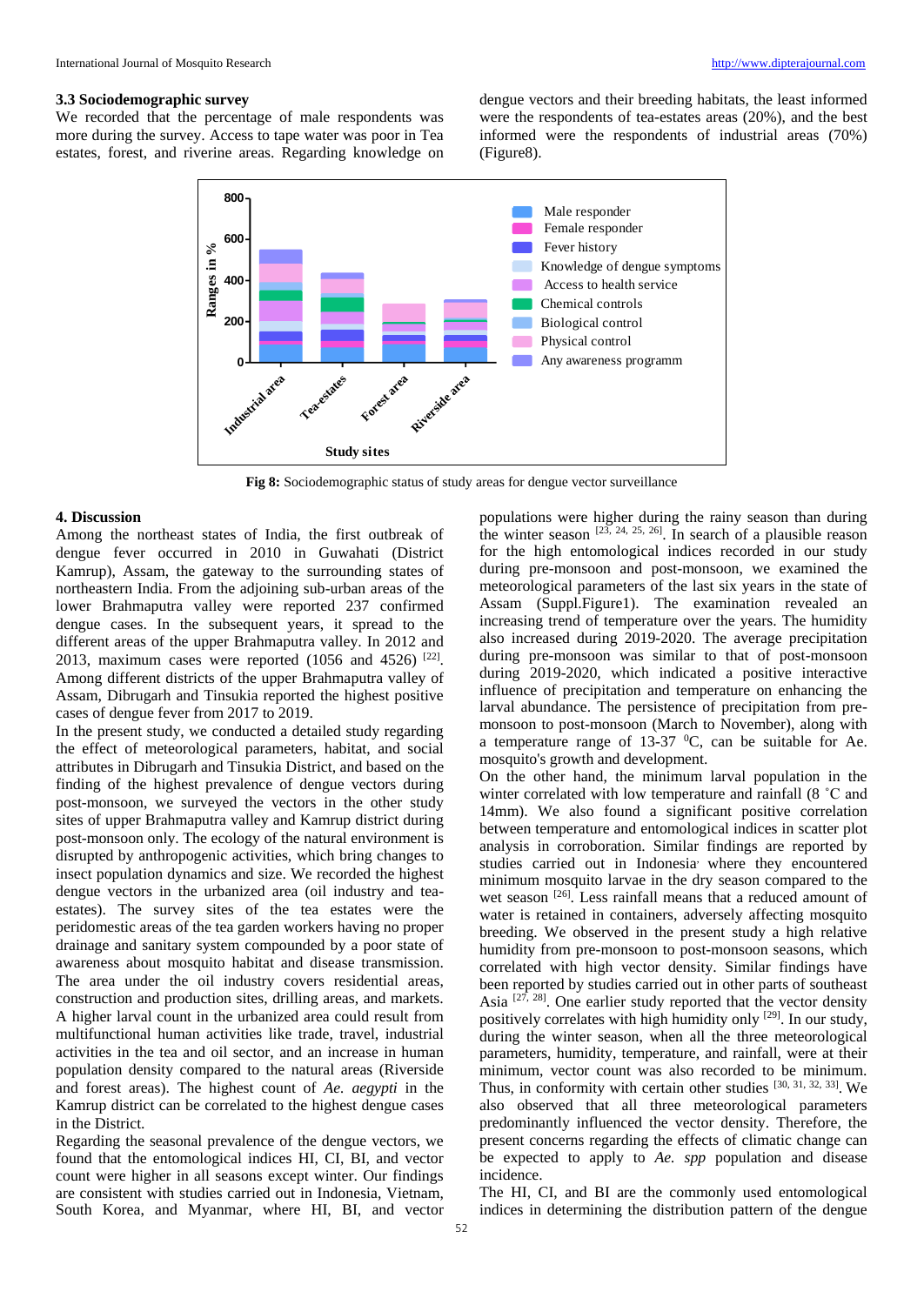### 3.3 Sociodemographic survey

We recorded that the percentage of male respondents was more during the survey. Access to tape water was poor in Tea estates, forest, and riverine areas. Regarding knowledge on dengue vectors and their breeding habitats, the least informed were the respondents of tea-estates areas (20%), and the best informed were the respondents of industrial areas (70%) (Figure8).

**Fig 8:** Sociodemographic status of study areas for dengue vector surveillance

## 4. Discussion

Among the northeast states of India, the first outbreak of dengue fever occurred in 2010 in Guwahati (District Kamrup), Assam, the gateway to the surrounding states of northeastern India. From the adjoining sub-urban areas of the lower Brahmaputra valley were reported 237 confirmed dengue cases. In the subsequent years, it spread to the different areas of the upper Brahmaputra valley. In 2012 and 2013, maximum cases were reported (1056 and 4526) [22]. Among different districts of the upper Brahmaputra valley of Assam, Dibrugarh and Tinsukia reported the highest positive cases of dengue fever from 2017 to 2019.

In the present study, we conducted a detailed study regarding the effect of meteorological parameters, habitat, and social attributes in Dibrugarh and Tinsukia District, and based on the finding of the highest prevalence of dengue vectors during post-monsoon, we surveyed the vectors in the other study sites of upper Brahmaputra valley and Kamrup district during post-monsoon only. The ecology of the natural environment is disrupted by anthropogenic activities, which bring changes to insect population dynamics and size. We recorded the highest dengue vectors in the urbanized area (oil industry and tea-estates). The survey sites of the tea estates were the peridomestic areas of the tea garden workers having no proper drainage and sanitary system compounded by a poor state of awareness about mosquito habitat and disease transmission. The area under the oil industry covers residential areas, construction and production sites, drilling areas, and markets. A higher larval count in the urbanized area could result from multifunctional human activities like trade, travel, industrial activities in the tea and oil sector, and an increase in human population density compared to the natural areas (Riverside and forest areas). The highest count of *Ae. aegypti* in the Kamrup district can be correlated to the highest dengue cases in the District.

Regarding the seasonal prevalence of the dengue vectors, we found that the entomological indices HI, CI, BI, and vector count were higher in all seasons except winter. Our findings are consistent with studies carried out in Indonesia, Vietnam, South Korea, and Myanmar, where HI, BI, and vector populations were higher during the rainy season than during the winter season [23, 24, 25, 26]. In search of a plausible reason for the high entomological indices recorded in our study during pre-monsoon and post-monsoon, we examined the meteorological parameters of the last six years in the state of Assam (Suppl.Figure1). The examination revealed an increasing trend of temperature over the years. The humidity also increased during 2019-2020. The average precipitation during pre-monsoon was similar to that of post-monsoon during 2019-2020, which indicated a positive interactive influence of precipitation and temperature on enhancing the larval abundance. The persistence of precipitation from pre-monsoon to post-monsoon (March to November), along with a temperature range of 13-37 $^{0}$C, can be suitable for Ae. mosquito's growth and development.

On the other hand, the minimum larval population in the winter correlated with low temperature and rainfall (8 ˚C and 14mm). We also found a significant positive correlation between temperature and entomological indices in scatter plot analysis in corroboration. Similar findings are reported by studies carried out in Indonesia, where they encountered minimum mosquito larvae in the dry season compared to the wet season [26]. Less rainfall means that a reduced amount of water is retained in containers, adversely affecting mosquito breeding. We observed in the present study a high relative humidity from pre-monsoon to post-monsoon seasons, which correlated with high vector density. Similar findings have been reported by studies carried out in other parts of southeast Asia [27, 28]. One earlier study reported that the vector density positively correlates with high humidity only [29]. In our study, during the winter season, when all the three meteorological parameters, humidity, temperature, and rainfall, were at their minimum, vector count was also recorded to be minimum. Thus, in conformity with certain other studies [30, 31, 32, 33]. We also observed that all three meteorological parameters predominantly influenced the vector density. Therefore, the present concerns regarding the effects of climatic change can be expected to apply to *Ae. spp* population and disease incidence.

The HI, CI, and BI are the commonly used entomological indices in determining the distribution pattern of the dengue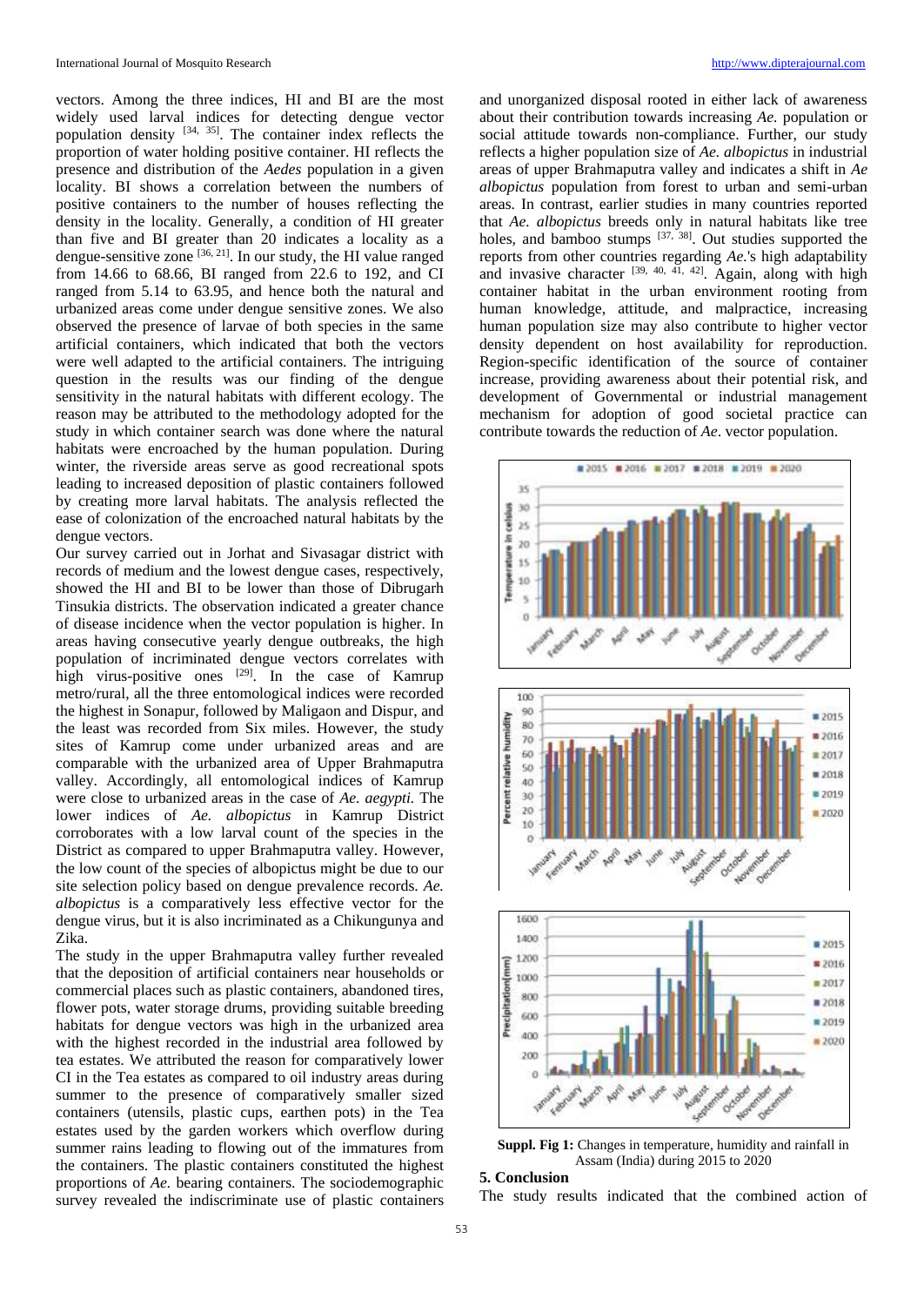vectors. Among the three indices, HI and BI are the most widely used larval indices for detecting dengue vector population density [34, 35]. The container index reflects the proportion of water holding positive container. HI reflects the presence and distribution of the *Aedes* population in a given locality. BI shows a correlation between the numbers of positive containers to the number of houses reflecting the density in the locality. Generally, a condition of HI greater than five and BI greater than 20 indicates a locality as a dengue-sensitive zone [36, 21]. In our study, the HI value ranged from 14.66 to 68.66, BI ranged from 22.6 to 192, and CI ranged from 5.14 to 63.95, and hence both the natural and urbanized areas come under dengue sensitive zones. We also observed the presence of larvae of both species in the same artificial containers, which indicated that both the vectors were well adapted to the artificial containers. The intriguing question in the results was our finding of the dengue sensitivity in the natural habitats with different ecology. The reason may be attributed to the methodology adopted for the study in which container search was done where the natural habitats were encroached by the human population. During winter, the riverside areas serve as good recreational spots leading to increased deposition of plastic containers followed by creating more larval habitats. The analysis reflected the ease of colonization of the encroached natural habitats by the dengue vectors.

Our survey carried out in Jorhat and Sivasagar district with records of medium and the lowest dengue cases, respectively, showed the HI and BI to be lower than those of Dibrugarh Tinsukia districts. The observation indicated a greater chance of disease incidence when the vector population is higher. In areas having consecutive yearly dengue outbreaks, the high population of incriminated dengue vectors correlates with high virus-positive ones [29]. In the case of Kamrup metro/rural, all the three entomological indices were recorded the highest in Sonapur, followed by Maligaon and Dispur, and the least was recorded from Six miles. However, the study sites of Kamrup come under urbanized areas and are comparable with the urbanized area of Upper Brahmaputra valley. Accordingly, all entomological indices of Kamrup were close to urbanized areas in the case of *Ae. aegypti*. The lower indices of *Ae. albopictus* in Kamrup District corroborates with a low larval count of the species in the District as compared to upper Brahmaputra valley. However, the low count of the species of albopictus might be due to our site selection policy based on dengue prevalence records. *Ae. albopictus* is a comparatively less effective vector for the dengue virus, but it is also incriminated as a Chikungunya and Zika.

The study in the upper Brahmaputra valley further revealed that the deposition of artificial containers near households or commercial places such as plastic containers, abandoned tires, flower pots, water storage drums, providing suitable breeding habitats for dengue vectors was high in the urbanized area with the highest recorded in the industrial area followed by tea estates. We attributed the reason for comparatively lower CI in the Tea estates as compared to oil industry areas during summer to the presence of comparatively smaller sized containers (utensils, plastic cups, earthen pots) in the Tea estates used by the garden workers which overflow during summer rains leading to flowing out of the immatures from the containers. The plastic containers constituted the highest proportions of *Ae.* bearing containers. The sociodemographic survey revealed the indiscriminate use of plastic containers and unorganized disposal rooted in either lack of awareness about their contribution towards increasing *Ae.* population or social attitude towards non-compliance. Further, our study reflects a higher population size of *Ae. albopictus* in industrial areas of upper Brahmaputra valley and indicates a shift in *Ae albopictus* population from forest to urban and semi-urban areas. In contrast, earlier studies in many countries reported that *Ae. albopictus* breeds only in natural habitats like tree holes, and bamboo stumps [37, 38]. Out studies supported the reports from other countries regarding *Ae.*'s high adaptability and invasive character [39, 40, 41, 42]. Again, along with high container habitat in the urban environment rooting from human knowledge, attitude, and malpractice, increasing human population size may also contribute to higher vector density dependent on host availability for reproduction. Region-specific identification of the source of container increase, providing awareness about their potential risk, and development of Governmental or industrial management mechanism for adoption of good societal practice can contribute towards the reduction of *Ae*. vector population.

**Suppl. Fig 1:** Changes in temperature, humidity and rainfall in Assam (India) during 2015 to 2020

## 5. Conclusion

The study results indicated that the combined action of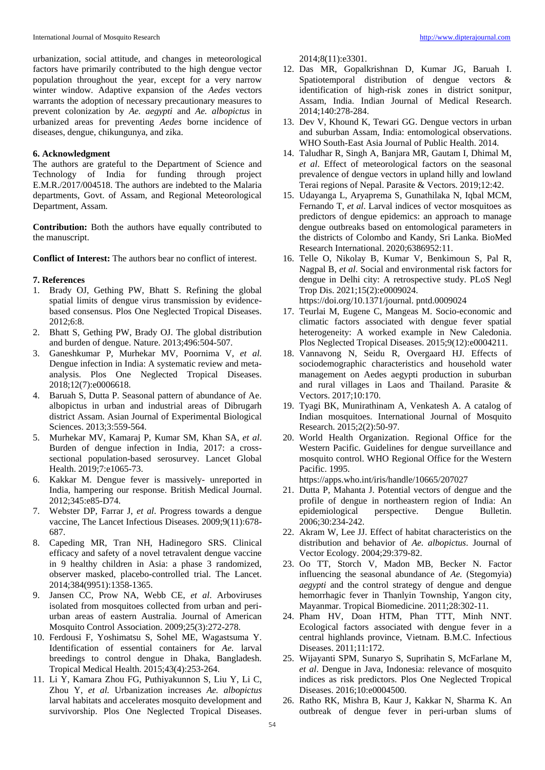urbanization, social attitude, and changes in meteorological factors have primarily contributed to the high dengue vector population throughout the year, except for a very narrow winter window. Adaptive expansion of the *Aedes* vectors warrants the adoption of necessary precautionary measures to prevent colonization by *Ae. aegypti* and *Ae. albopictus* in urbanized areas for preventing *Aedes* borne incidence of diseases, dengue, chikungunya, and zika.

## 6. Acknowledgment

The authors are grateful to the Department of Science and Technology of India for funding through project E.M.R./2017/004518. The authors are indebted to the Malaria departments, Govt. of Assam, and Regional Meteorological Department, Assam.

**Contribution:** Both the authors have equally contributed to the manuscript.

**Conflict of Interest:** The authors bear no conflict of interest.

## 7. References

1. Brady OJ, Gething PW, Bhatt S. Refining the global spatial limits of dengue virus transmission by evidence-based consensus. Plos One Neglected Tropical Diseases. 2012;6:8.
2. Bhatt S, Gething PW, Brady OJ. The global distribution and burden of dengue. Nature. 2013;496:504-507.
3. Ganeshkumar P, Murhekar MV, Poornima V, *et al.* Dengue infection in India: A systematic review and meta-analysis. Plos One Neglected Tropical Diseases. 2018;12(7):e0006618.
4. Baruah S, Dutta P. Seasonal pattern of abundance of Ae. albopictus in urban and industrial areas of Dibrugarh district Assam. Asian Journal of Experimental Biological Sciences. 2013;3:559-564.
5. Murhekar MV, Kamaraj P, Kumar SM, Khan SA, *et al*. Burden of dengue infection in India, 2017: a cross-sectional population-based serosurvey. Lancet Global Health. 2019;7:e1065-73.
6. Kakkar M. Dengue fever is massively- unreported in India, hampering our response. British Medical Journal. 2012;345:e85-D74.
7. Webster DP, Farrar J, *et al*. Progress towards a dengue vaccine, The Lancet Infectious Diseases. 2009;9(11):678-687.
8. Capeding MR, Tran NH, Hadinegoro SRS. Clinical efficacy and safety of a novel tetravalent dengue vaccine in 9 healthy children in Asia: a phase 3 randomized, observer masked, placebo-controlled trial. The Lancet. 2014;384(9951):1358-1365.
9. Jansen CC, Prow NA, Webb CE, *et al*. Arboviruses isolated from mosquitoes collected from urban and peri-urban areas of eastern Australia. Journal of American Mosquito Control Association. 2009;25(3):272-278.
10. Ferdousi F, Yoshimatsu S, Sohel ME, Wagastsuma Y. Identification of essential containers for *Ae.* larval breedings to control dengue in Dhaka, Bangladesh. Tropical Medical Health. 2015;43(4):253-264.
11. Li Y, Kamara Zhou FG, Puthiyakunnon S, Liu Y, Li C, Zhou Y, *et al.* Urbanization increases *Ae. albopictus* larval habitats and accelerates mosquito development and survivorship. Plos One Neglected Tropical Diseases. 2014;8(11):e3301.
12. Das MR, Gopalkrishnan D, Kumar JG, Baruah I. Spatiotemporal distribution of dengue vectors & identification of high-risk zones in district sonitpur, Assam, India. Indian Journal of Medical Research. 2014;140:278-284.
13. Dev V, Khound K, Tewari GG. Dengue vectors in urban and suburban Assam, India: entomological observations. WHO South-East Asia Journal of Public Health. 2014.
14. Taludhar R, Singh A, Banjara MR, Gautam I, Dhimal M, *et al*. Effect of meteorological factors on the seasonal prevalence of dengue vectors in upland hilly and lowland Terai regions of Nepal. Parasite & Vectors. 2019;12:42.
15. Udayanga L, Aryaprema S, Gunathilaka N, Iqbal MCM, Fernando T, *et al*. Larval indices of vector mosquitoes as predictors of dengue epidemics: an approach to manage dengue outbreaks based on entomological parameters in the districts of Colombo and Kandy, Sri Lanka. BioMed Research International. 2020;6386952:11.
16. Telle O, Nikolay B, Kumar V, Benkimoun S, Pal R, Nagpal B, *et al*. Social and environmental risk factors for dengue in Delhi city: A retrospective study. PLoS Negl Trop Dis. 2021;15(2):e0009024. https://doi.org/10.1371/journal. pntd.0009024
17. Teurlai M, Eugene C, Mangeas M. Socio-economic and climatic factors associated with dengue fever spatial heterogeneity: A worked example in New Caledonia. Plos Neglected Tropical Diseases. 2015;9(12):e0004211.
18. Vannavong N, Seidu R, Overgaard HJ. Effects of sociodemographic characteristics and household water management on Aedes aegypti production in suburban and rural villages in Laos and Thailand. Parasite & Vectors. 2017;10:170.
19. Tyagi BK, Munirathinam A, Venkatesh A. A catalog of Indian mosquitoes. International Journal of Mosquito Research. 2015;2(2):50-97.
20. World Health Organization. Regional Office for the Western Pacific. Guidelines for dengue surveillance and mosquito control. WHO Regional Office for the Western Pacific. 1995. https://apps.who.int/iris/handle/10665/207027
21. Dutta P, Mahanta J. Potential vectors of dengue and the profile of dengue in northeastern region of India: An epidemiological perspective. Dengue Bulletin. 2006;30:234-242.
22. Akram W, Lee JJ. Effect of habitat characteristics on the distribution and behavior of *Ae. albopictus*. Journal of Vector Ecology. 2004;29:379-82.
23. Oo TT, Storch V, Madon MB, Becker N. Factor influencing the seasonal abundance of *Ae.* (Stegomyia) *aegypti* and the control strategy of dengue and dengue hemorrhagic fever in Thanlyin Township, Yangon city, Mayanmar. Tropical Biomedicine. 2011;28:302-11.
24. Pham HV, Doan HTM, Phan TTT, Minh NNT. Ecological factors associated with dengue fever in a central highlands province, Vietnam. B.M.C. Infectious Diseases. 2011;11:172.
25. Wijayanti SPM, Sunaryo S, Suprihatin S, McFarlane M, *et al*. Dengue in Java, Indonesia: relevance of mosquito indices as risk predictors. Plos One Neglected Tropical Diseases. 2016;10:e0004500.
26. Ratho RK, Mishra B, Kaur J, Kakkar N, Sharma K. An outbreak of dengue fever in peri-urban slums of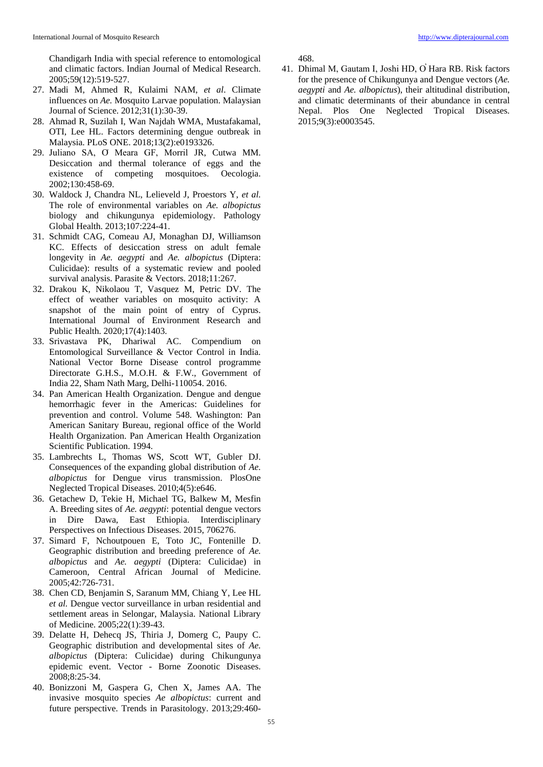Chandigarh India with special reference to entomological and climatic factors. Indian Journal of Medical Research. 2005;59(12):519-527.

27. Madi M, Ahmed R, Kulaimi NAM, *et al*. Climate influences on *Ae.* Mosquito Larvae population. Malaysian Journal of Science. 2012;31(1):30-39.
28. Ahmad R, Suzilah I, Wan Najdah WMA, Mustafakamal, OTI, Lee HL. Factors determining dengue outbreak in Malaysia. PLoS ONE. 2018;13(2):e0193326.
29. Juliano SA, O Meara GF, Morril JR, Cutwa MM. Desiccation and thermal tolerance of eggs and the existence of competing mosquitoes. Oecologia. 2002;130:458-69.
30. Waldock J, Chandra NL, Lelieveld J, Proestors Y, *et al.* The role of environmental variables on *Ae. albopictus* biology and chikungunya epidemiology. Pathology Global Health. 2013;107:224-41.
31. Schmidt CAG, Comeau AJ, Monaghan DJ, Williamson KC. Effects of desiccation stress on adult female longevity in *Ae. aegypti* and *Ae. albopictus* (Diptera: Culicidae): results of a systematic review and pooled survival analysis. Parasite & Vectors. 2018;11:267.
32. Drakou K, Nikolaou T, Vasquez M, Petric DV. The effect of weather variables on mosquito activity: A snapshot of the main point of entry of Cyprus. International Journal of Environment Research and Public Health. 2020;17(4):1403.
33. Srivastava PK, Dhariwal AC. Compendium on Entomological Surveillance & Vector Control in India. National Vector Borne Disease control programme Directorate G.H.S., M.O.H. & F.W., Government of India 22, Sham Nath Marg, Delhi-110054. 2016.
34. Pan American Health Organization. Dengue and dengue hemorrhagic fever in the Americas: Guidelines for prevention and control. Volume 548. Washington: Pan American Sanitary Bureau, regional office of the World Health Organization. Pan American Health Organization Scientific Publication. 1994.
35. Lambrechts L, Thomas WS, Scott WT, Gubler DJ. Consequences of the expanding global distribution of *Ae. albopictus* for Dengue virus transmission. PlosOne Neglected Tropical Diseases. 2010;4(5):e646.
36. Getachew D, Tekie H, Michael TG, Balkew M, Mesfin A. Breeding sites of *Ae. aegypti*: potential dengue vectors in Dire Dawa, East Ethiopia. Interdisciplinary Perspectives on Infectious Diseases. 2015, 706276.
37. Simard F, Nchoutpouen E, Toto JC, Fontenille D. Geographic distribution and breeding preference of *Ae. albopictus* and *Ae. aegypti* (Diptera: Culicidae) in Cameroon, Central African Journal of Medicine. 2005;42:726-731.
38. Chen CD, Benjamin S, Saranum MM, Chiang Y, Lee HL *et al.* Dengue vector surveillance in urban residential and settlement areas in Selongar, Malaysia. National Library of Medicine. 2005;22(1):39-43.
39. Delatte H, Dehecq JS, Thiria J, Domerg C, Paupy C. Geographic distribution and developmental sites of *Ae. albopictus* (Diptera: Culicidae) during Chikungunya epidemic event. Vector - Borne Zoonotic Diseases. 2008;8:25-34.
40. Bonizzoni M, Gaspera G, Chen X, James AA. The invasive mosquito species *Ae albopictus*: current and future perspective. Trends in Parasitology. 2013;29:460-468.
41. Dhimal M, Gautam I, Joshi HD, O̕ Hara RB. Risk factors for the presence of Chikungunya and Dengue vectors (*Ae. aegypti* and *Ae. albopictus*), their altitudinal distribution, and climatic determinants of their abundance in central Nepal. Plos One Neglected Tropical Diseases. 2015;9(3):e0003545.